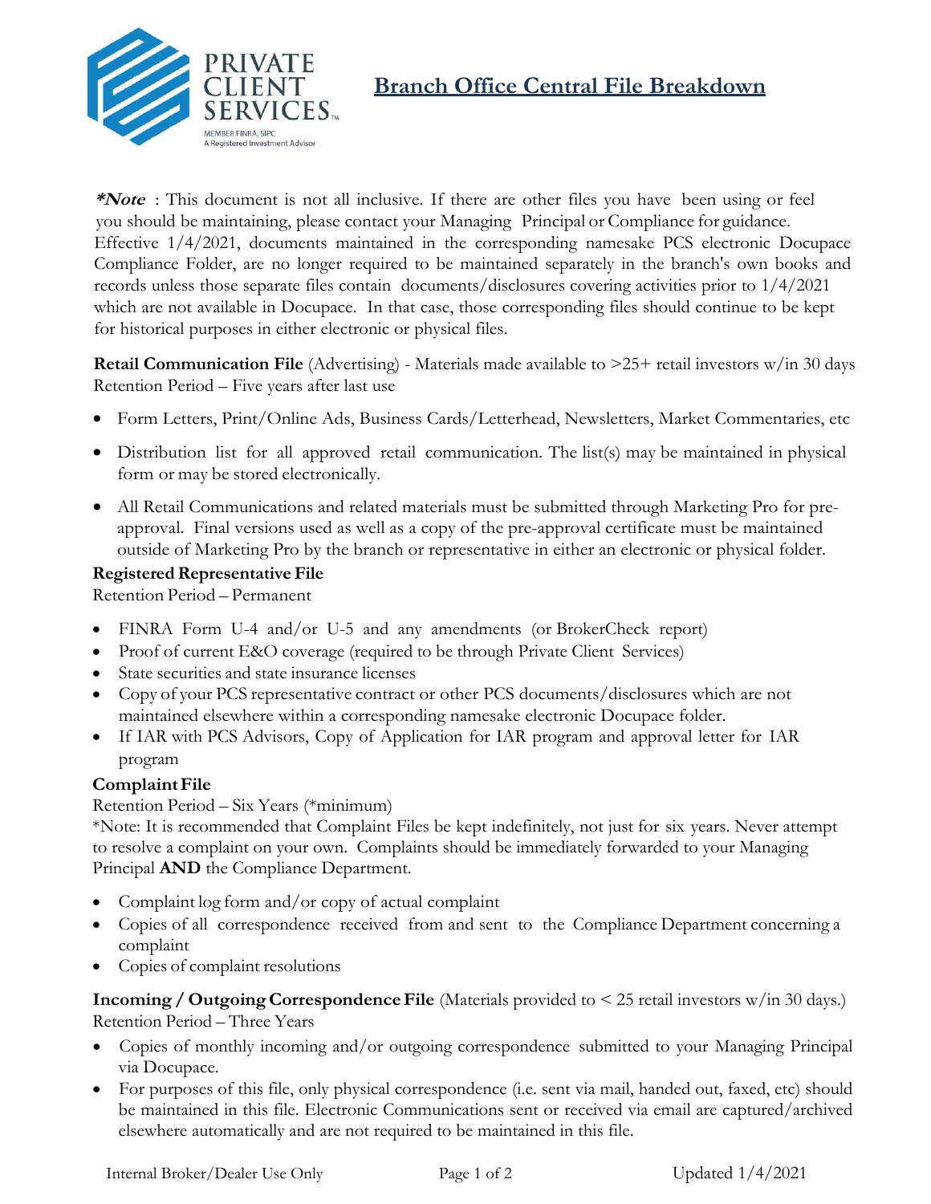# Branch Office Central File Breakdown

***Note** : This document is not all inclusive. If there are other files you have been using or feel you should be maintaining, please contact your Managing Principal or Compliance for guidance. Effective 1/4/2021, documents maintained in the corresponding namesake PCS electronic Docupace Compliance Folder, are no longer required to be maintained separately in the branch's own books and records unless those separate files contain documents/disclosures covering activities prior to 1/4/2021 which are not available in Docupace. In that case, those corresponding files should continue to be kept for historical purposes in either electronic or physical files.

**Retail Communication File** (Advertising) - Materials made available to >25+ retail investors w/in 30 days
Retention Period – Five years after last use

- Form Letters, Print/Online Ads, Business Cards/Letterhead, Newsletters, Market Commentaries, etc
- Distribution list for all approved retail communication. The list(s) may be maintained in physical form or may be stored electronically.
- All Retail Communications and related materials must be submitted through Marketing Pro for pre-approval. Final versions used as well as a copy of the pre-approval certificate must be maintained outside of Marketing Pro by the branch or representative in either an electronic or physical folder.

**Registered Representative File**
Retention Period – Permanent

- FINRA Form U-4 and/or U-5 and any amendments (or BrokerCheck report)
- Proof of current E&O coverage (required to be through Private Client Services)
- State securities and state insurance licenses
- Copy of your PCS representative contract or other PCS documents/disclosures which are not maintained elsewhere within a corresponding namesake electronic Docupace folder.
- If IAR with PCS Advisors, Copy of Application for IAR program and approval letter for IAR program

**Complaint File**
Retention Period – Six Years (*minimum)
*Note: It is recommended that Complaint Files be kept indefinitely, not just for six years. Never attempt to resolve a complaint on your own. Complaints should be immediately forwarded to your Managing Principal **AND** the Compliance Department.

- Complaint log form and/or copy of actual complaint
- Copies of all correspondence received from and sent to the Compliance Department concerning a complaint
- Copies of complaint resolutions

**Incoming / Outgoing Correspondence File** (Materials provided to < 25 retail investors w/in 30 days.)
Retention Period – Three Years

- Copies of monthly incoming and/or outgoing correspondence submitted to your Managing Principal via Docupace.
- For purposes of this file, only physical correspondence (i.e. sent via mail, handed out, faxed, etc) should be maintained in this file. Electronic Communications sent or received via email are captured/archived elsewhere automatically and are not required to be maintained in this file.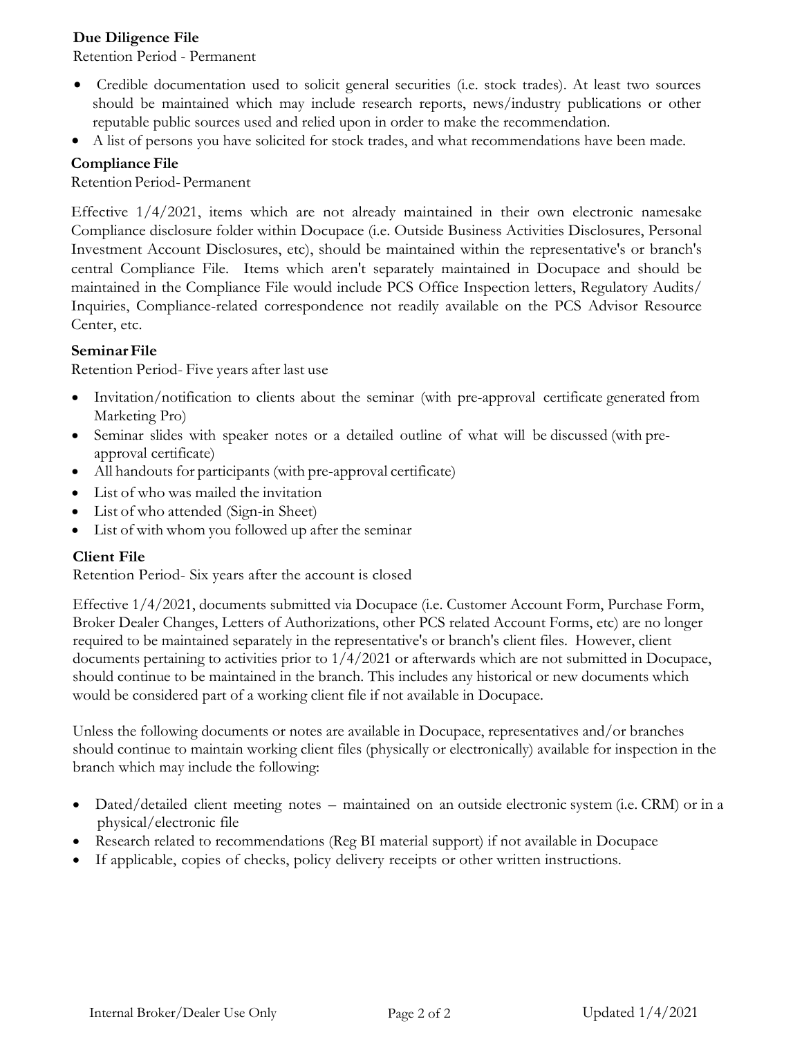**Due Diligence File**

Retention Period - Permanent

- Credible documentation used to solicit general securities (i.e. stock trades). At least two sources should be maintained which may include research reports, news/industry publications or other reputable public sources used and relied upon in order to make the recommendation.
- A list of persons you have solicited for stock trades, and what recommendations have been made.

**Compliance File**

Retention Period- Permanent

Effective 1/4/2021, items which are not already maintained in their own electronic namesake Compliance disclosure folder within Docupace (i.e. Outside Business Activities Disclosures, Personal Investment Account Disclosures, etc), should be maintained within the representative's or branch's central Compliance File. Items which aren't separately maintained in Docupace and should be maintained in the Compliance File would include PCS Office Inspection letters, Regulatory Audits/ Inquiries, Compliance-related correspondence not readily available on the PCS Advisor Resource Center, etc.

**Seminar File**

Retention Period- Five years after last use

- Invitation/notification to clients about the seminar (with pre-approval certificate generated from Marketing Pro)
- Seminar slides with speaker notes or a detailed outline of what will be discussed (with pre-approval certificate)
- All handouts for participants (with pre-approval certificate)
- List of who was mailed the invitation
- List of who attended (Sign-in Sheet)
- List of with whom you followed up after the seminar

**Client File**

Retention Period- Six years after the account is closed

Effective 1/4/2021, documents submitted via Docupace (i.e. Customer Account Form, Purchase Form, Broker Dealer Changes, Letters of Authorizations, other PCS related Account Forms, etc) are no longer required to be maintained separately in the representative's or branch's client files. However, client documents pertaining to activities prior to 1/4/2021 or afterwards which are not submitted in Docupace, should continue to be maintained in the branch. This includes any historical or new documents which would be considered part of a working client file if not available in Docupace.

Unless the following documents or notes are available in Docupace, representatives and/or branches should continue to maintain working client files (physically or electronically) available for inspection in the branch which may include the following:

- Dated/detailed client meeting notes – maintained on an outside electronic system (i.e. CRM) or in a physical/electronic file
- Research related to recommendations (Reg BI material support) if not available in Docupace
- If applicable, copies of checks, policy delivery receipts or other written instructions.